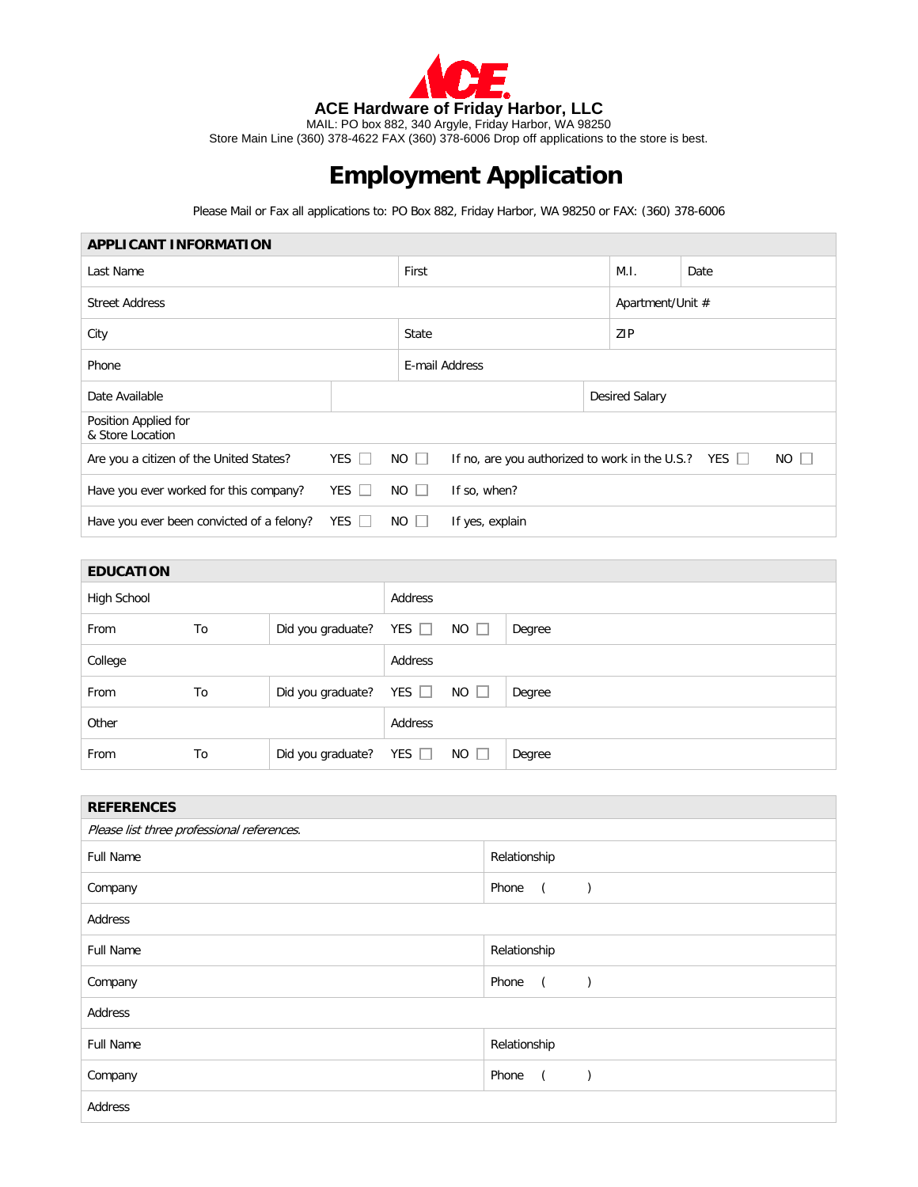**ACE Hardware of Friday Harbor, LLC**

MAIL: PO box 882, 340 Argyle, Friday Harbor, WA 98250

Store Main Line (360) 378-4622 FAX (360) 378-6006 Drop off applications to the store is best.

# Employment Application

Please Mail or Fax all applications to: PO Box 882, Friday Harbor, WA 98250 or FAX: (360) 378-6006

| APPLICANT INFORMATION | | | |
|---|---|---|---|
| Last Name | First | M.I. | Date |
| Street Address | | Apartment/Unit # | |
| City | State | ZIP | |
| Phone | E-mail Address | | |
| Date Available | | Desired Salary | |
| Position Applied for & Store Location | | | |
| Are you a citizen of the United States? YES ☐ NO ☐ | If no, are you authorized to work in the U.S.? YES ☐ NO ☐ | | |
| Have you ever worked for this company? YES ☐ NO ☐ | If so, when? | | |
| Have you ever been convicted of a felony? YES ☐ NO ☐ | If yes, explain | | |

| EDUCATION | | | | |
|---|---|---|---|---|
| High School | | | Address | |
| From | To | Did you graduate? | YES ☐ NO ☐ | Degree |
| College | | | Address | |
| From | To | Did you graduate? | YES ☐ NO ☐ | Degree |
| Other | | | Address | |
| From | To | Did you graduate? | YES ☐ NO ☐ | Degree |

| REFERENCES | |
|---|---|
| *Please list three professional references.* | |
| Full Name | Relationship |
| Company | Phone ( ) |
| Address | |
| Full Name | Relationship |
| Company | Phone ( ) |
| Address | |
| Full Name | Relationship |
| Company | Phone ( ) |
| Address | |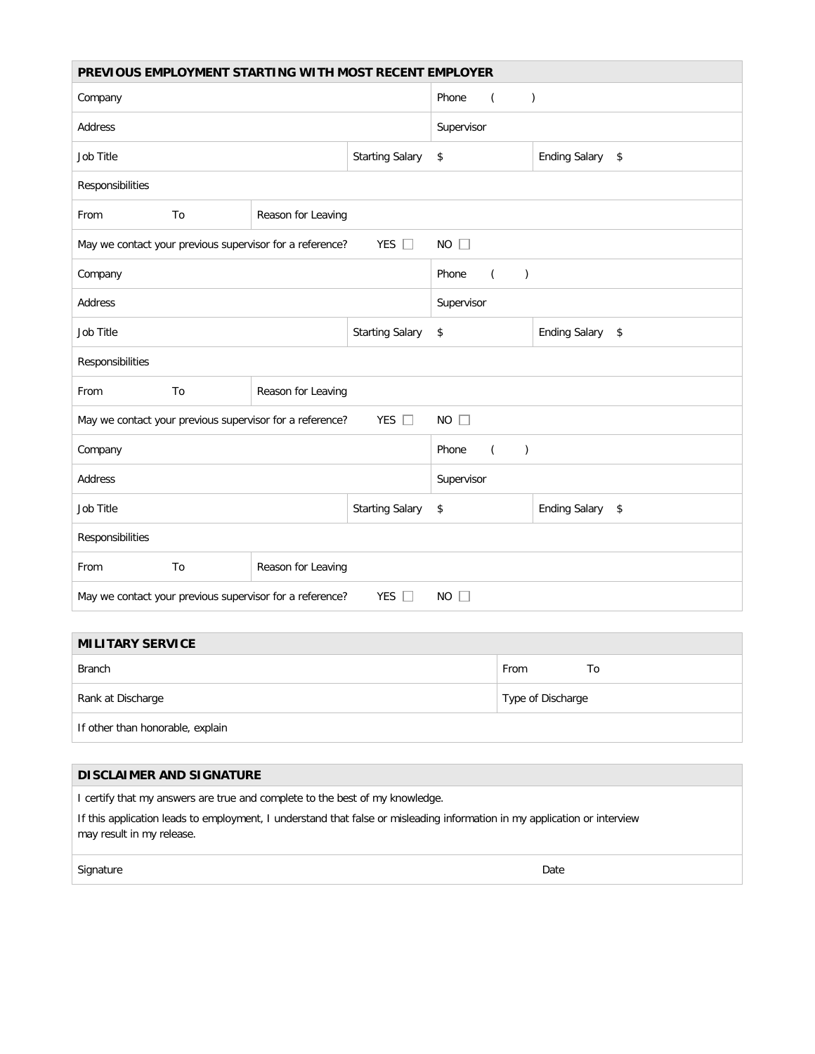## PREVIOUS EMPLOYMENT STARTING WITH MOST RECENT EMPLOYER

| | | | |
|---|---|---|---|
| Company | | Phone ( ) | |
| Address | | Supervisor | |
| Job Title | Starting Salary | $ | Ending Salary $ |
| Responsibilities | | | |
| From To | Reason for Leaving | | |
| May we contact your previous supervisor for a reference? | YES ☐ | NO ☐ | |
| Company | | Phone ( ) | |
| Address | | Supervisor | |
| Job Title | Starting Salary | $ | Ending Salary $ |
| Responsibilities | | | |
| From To | Reason for Leaving | | |
| May we contact your previous supervisor for a reference? | YES ☐ | NO ☐ | |
| Company | | Phone ( ) | |
| Address | | Supervisor | |
| Job Title | Starting Salary | $ | Ending Salary $ |
| Responsibilities | | | |
| From To | Reason for Leaving | | |
| May we contact your previous supervisor for a reference? | YES ☐ | NO ☐ | |

## MILITARY SERVICE

| | |
|---|---|
| Branch | From To |
| Rank at Discharge | Type of Discharge |
| If other than honorable, explain | |

## DISCLAIMER AND SIGNATURE

I certify that my answers are true and complete to the best of my knowledge.

If this application leads to employment, I understand that false or misleading information in my application or interview may result in my release.

| | |
|---|---|
| Signature | Date |